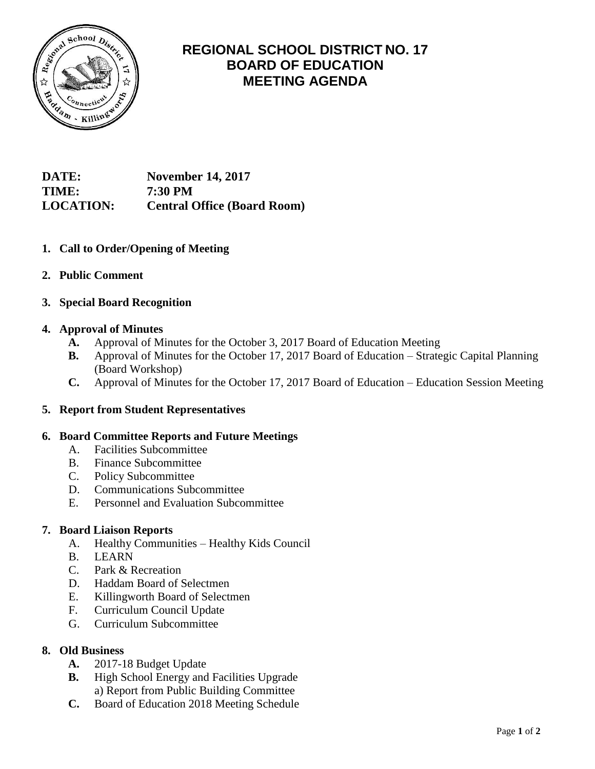# REGIONAL SCHOOL DISTRICT NO. 17
# BOARD OF EDUCATION
# MEETING AGENDA

**DATE:** November 14, 2017
**TIME:** 7:30 PM
**LOCATION:** Central Office (Board Room)

1. **Call to Order/Opening of Meeting**

2. **Public Comment**

3. **Special Board Recognition**

4. **Approval of Minutes**
   - **A.** Approval of Minutes for the October 3, 2017 Board of Education Meeting
   - **B.** Approval of Minutes for the October 17, 2017 Board of Education – Strategic Capital Planning (Board Workshop)
   - **C.** Approval of Minutes for the October 17, 2017 Board of Education – Education Session Meeting

5. **Report from Student Representatives**

6. **Board Committee Reports and Future Meetings**
   - A. Facilities Subcommittee
   - B. Finance Subcommittee
   - C. Policy Subcommittee
   - D. Communications Subcommittee
   - E. Personnel and Evaluation Subcommittee

7. **Board Liaison Reports**
   - A. Healthy Communities – Healthy Kids Council
   - B. LEARN
   - C. Park & Recreation
   - D. Haddam Board of Selectmen
   - E. Killingworth Board of Selectmen
   - F. Curriculum Council Update
   - G. Curriculum Subcommittee

8. **Old Business**
   - **A.** 2017-18 Budget Update
   - **B.** High School Energy and Facilities Upgrade
     a) Report from Public Building Committee
   - **C.** Board of Education 2018 Meeting Schedule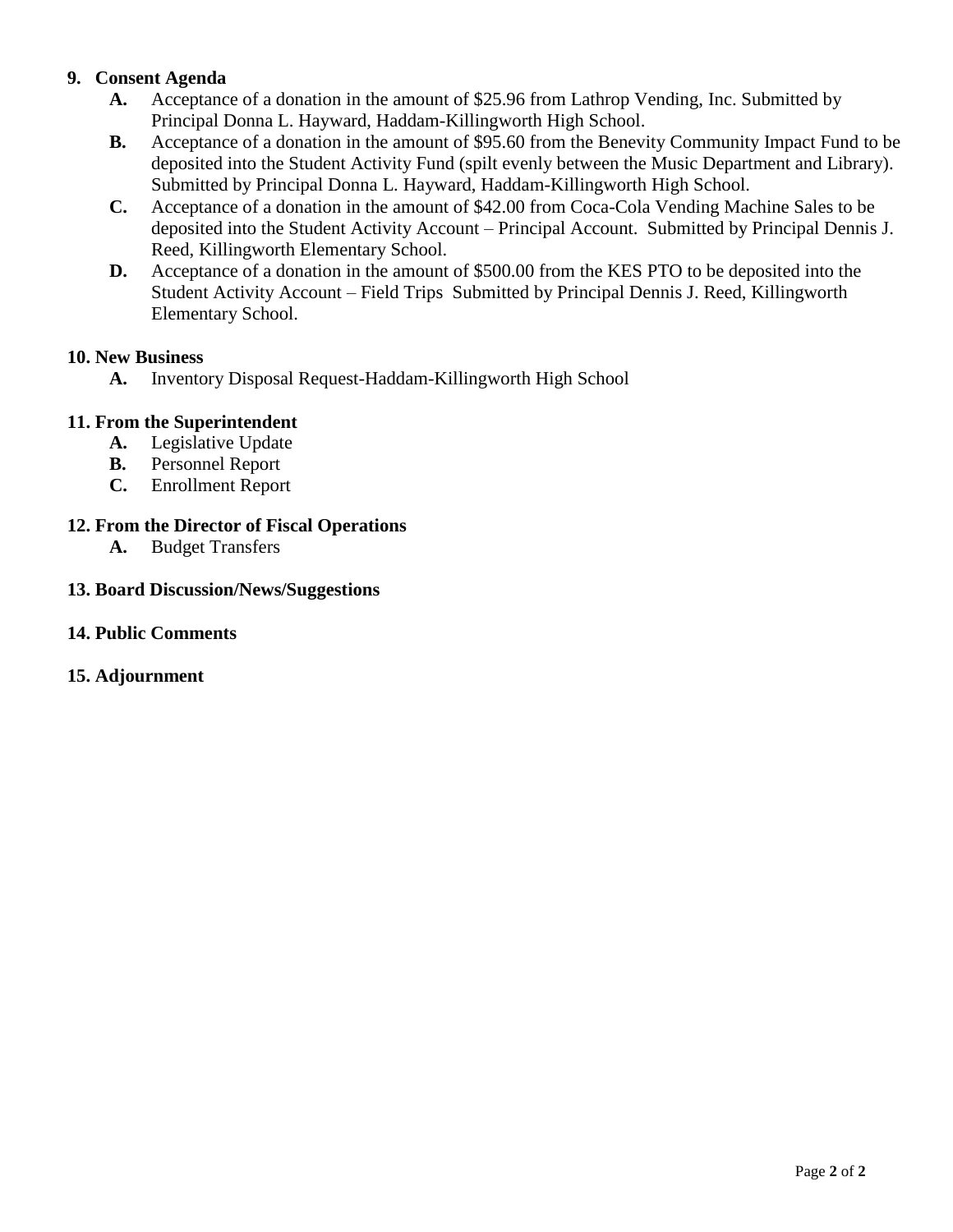**9. Consent Agenda**

- **A.** Acceptance of a donation in the amount of $25.96 from Lathrop Vending, Inc. Submitted by Principal Donna L. Hayward, Haddam-Killingworth High School.
- **B.** Acceptance of a donation in the amount of $95.60 from the Benevity Community Impact Fund to be deposited into the Student Activity Fund (spilt evenly between the Music Department and Library). Submitted by Principal Donna L. Hayward, Haddam-Killingworth High School.
- **C.** Acceptance of a donation in the amount of $42.00 from Coca-Cola Vending Machine Sales to be deposited into the Student Activity Account – Principal Account. Submitted by Principal Dennis J. Reed, Killingworth Elementary School.
- **D.** Acceptance of a donation in the amount of $500.00 from the KES PTO to be deposited into the Student Activity Account – Field Trips Submitted by Principal Dennis J. Reed, Killingworth Elementary School.

**10. New Business**

- **A.** Inventory Disposal Request-Haddam-Killingworth High School

**11. From the Superintendent**

- **A.** Legislative Update
- **B.** Personnel Report
- **C.** Enrollment Report

**12. From the Director of Fiscal Operations**

- **A.** Budget Transfers

**13. Board Discussion/News/Suggestions**

**14. Public Comments**

**15. Adjournment**